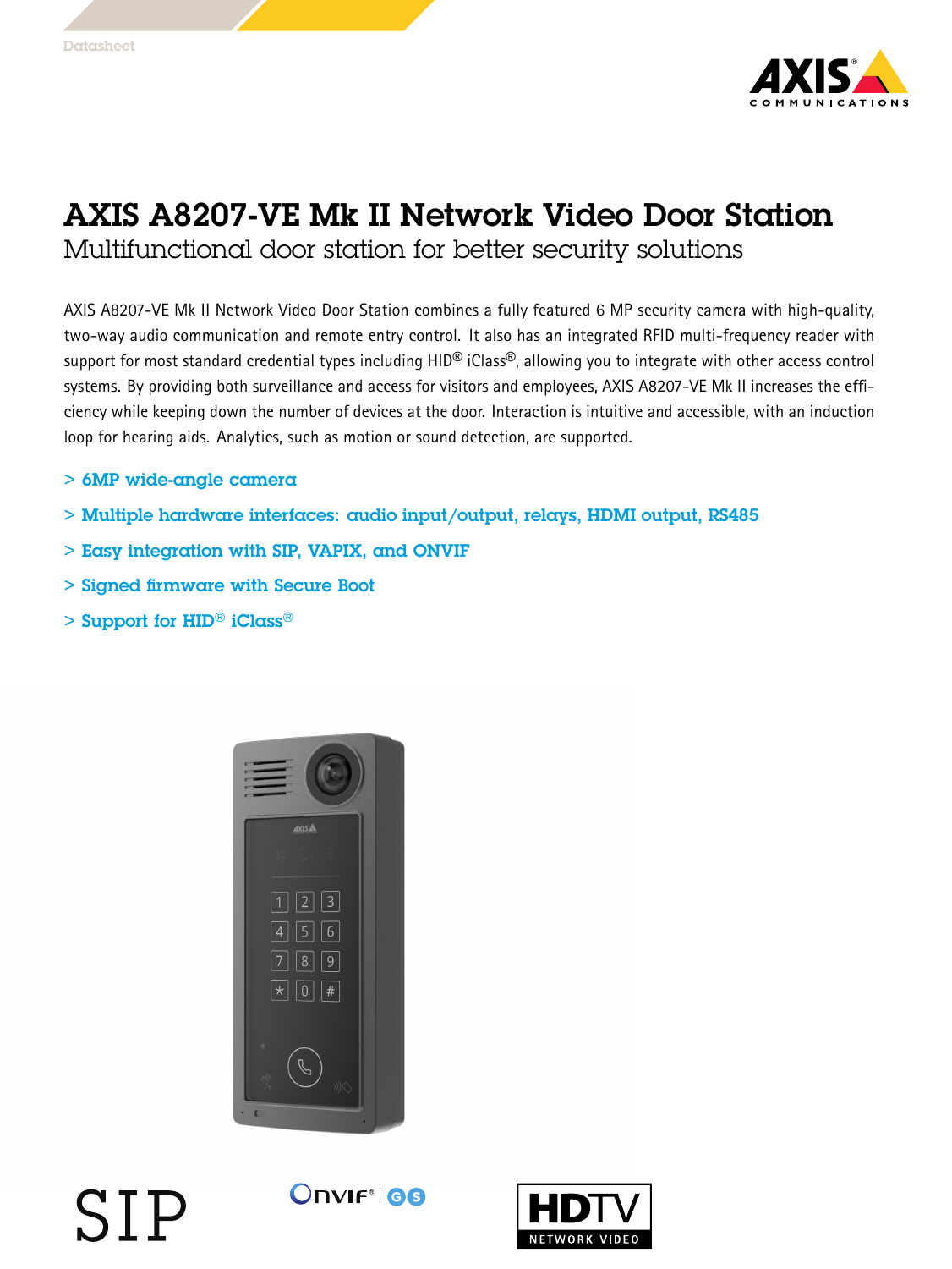# AXIS A8207-VE Mk II Network Video Door Station

## Multifunctional door station for better security solutions

AXIS A8207-VE Mk II Network Video Door Station combines a fully featured 6 MP security camera with high-quality, two-way audio communication and remote entry control. It also has an integrated RFID multi-frequency reader with support for most standard credential types including HID® iClass®, allowing you to integrate with other access control systems. By providing both surveillance and access for visitors and employees, AXIS A8207-VE Mk II increases the efficiency while keeping down the number of devices at the door. Interaction is intuitive and accessible, with an induction loop for hearing aids. Analytics, such as motion or sound detection, are supported.

- **6MP wide-angle camera**
- **Multiple hardware interfaces: audio input/output, relays, HDMI output, RS485**
- **Easy integration with SIP, VAPIX, and ONVIF**
- **Signed firmware with Secure Boot**
- **Support for HID® iClass®**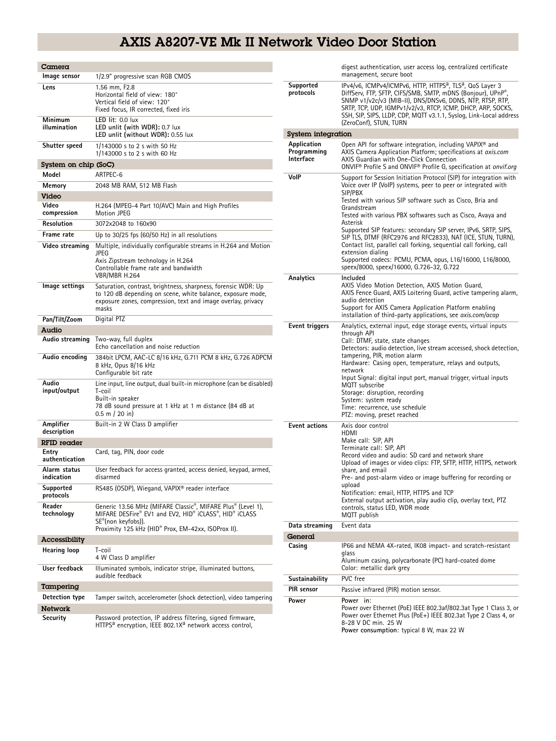# AXIS A8207-VE Mk II Network Video Door Station

## Camera

| | |
|---|---|
| **Image sensor** | 1/2.9" progressive scan RGB CMOS |
| **Lens** | 1.56 mm, F2.8<br>Horizontal field of view: 180°<br>Vertical field of view: 120°<br>Fixed focus, IR corrected, fixed iris |
| **Minimum illumination** | **LED lit:** 0.0 lux<br>**LED unlit (with WDR):** 0.7 lux<br>**LED unlit (without WDR):** 0.55 lux |
| **Shutter speed** | 1/143000 s to 2 s with 50 Hz<br>1/143000 s to 2 s with 60 Hz |

## System on chip (SoC)

| | |
|---|---|
| **Model** | ARTPEC-6 |
| **Memory** | 2048 MB RAM, 512 MB Flash |

## Video

| | |
|---|---|
| **Video compression** | H.264 (MPEG-4 Part 10/AVC) Main and High Profiles<br>Motion JPEG |
| **Resolution** | 3072x2048 to 160x90 |
| **Frame rate** | Up to 30/25 fps (60/50 Hz) in all resolutions |
| **Video streaming** | Multiple, individually configurable streams in H.264 and Motion JPEG<br>Axis Zipstream technology in H.264<br>Controllable frame rate and bandwidth<br>VBR/MBR H.264 |
| **Image settings** | Saturation, contrast, brightness, sharpness, forensic WDR: Up to 120 dB depending on scene, white balance, exposure mode, exposure zones, compression, text and image overlay, privacy masks |
| **Pan/Tilt/Zoom** | Digital PTZ |

## Audio

| | |
|---|---|
| **Audio streaming** | Two-way, full duplex<br>Echo cancellation and noise reduction |
| **Audio encoding** | 384bit LPCM, AAC-LC 8/16 kHz, G.711 PCM 8 kHz, G.726 ADPCM 8 kHz, Opus 8/16 kHz<br>Configurable bit rate |
| **Audio input/output** | Line input, line output, dual built-in microphone (can be disabled)<br>T-coil<br>Built-in speaker<br>78 dB sound pressure at 1 kHz at 1 m distance (84 dB at 0.5 m / 20 in) |
| **Amplifier description** | Built-in 2 W Class D amplifier |

## RFID reader

| | |
|---|---|
| **Entry authentication** | Card, tag, PIN, door code |
| **Alarm status indication** | User feedback for access granted, access denied, keypad, armed, disarmed |
| **Supported protocols** | RS485 (OSDP), Wiegand, VAPIX® reader interface |
| **Reader technology** | Generic 13.56 MHz (MIFARE Classic®, MIFARE Plus® (Level 1), MIFARE DESFire® EV1 and EV2, HID® iCLASS®, HID® iCLASS SE®(non keyfobs)).<br>Proximity 125 kHz (HID® Prox, EM-42xx, ISOProx II). |

## Accessibility

| | |
|---|---|
| **Hearing loop** | T-coil<br>4 W Class D amplifier |
| **User feedback** | Illuminated symbols, indicator stripe, illuminated buttons, audible feedback |

## Tampering

| | |
|---|---|
| **Detection type** | Tamper switch, accelerometer (shock detection), video tampering |

## Network

| | |
|---|---|
| **Security** | Password protection, IP address filtering, signed firmware, HTTPS[a] encryption, IEEE 802.1X[a] network access control, digest authentication, user access log, centralized certificate management, secure boot |
| **Supported protocols** | IPv4/v6, ICMPv4/ICMPv6, HTTP, HTTPS[a], TLS[a], QoS Layer 3 DiffServ, FTP, SFTP, CIFS/SMB, SMTP, mDNS (Bonjour), UPnP®, SNMP v1/v2c/v3 (MIB-II), DNS/DNSv6, DDNS, NTP, RTSP, RTP, SRTP, TCP, UDP, IGMPv1/v2/v3, RTCP, ICMP, DHCP, ARP, SOCKS, SSH, SIP, SIPS, LLDP, CDP, MQTT v3.1.1, Syslog, Link-Local address (ZeroConf), STUN, TURN |

## System integration

| | |
|---|---|
| **Application Programming Interface** | Open API for software integration, including VAPIX® and AXIS Camera Application Platform; specifications at *axis.com*<br>AXIS Guardian with One-Click Connection<br>ONVIF® Profile S and ONVIF® Profile G, specification at *onvif.org* |
| **VoIP** | Support for Session Initiation Protocol (SIP) for integration with Voice over IP (VoIP) systems, peer to peer or integrated with SIP/PBX<br>Tested with various SIP software such as Cisco, Bria and Grandstream<br>Tested with various PBX softwares such as Cisco, Avaya and Asterisk<br>Supported SIP features: secondary SIP server, IPv6, SRTP, SIPS, SIP TLS, DTMF (RFC2976 and RFC2833), NAT (ICE, STUN, TURN), Contact list, parallel call forking, sequential call forking, call extension dialing<br>Supported codecs: PCMU, PCMA, opus, L16/16000, L16/8000, speex/8000, speex/16000, G.726-32, G.722 |
| **Analytics** | Included<br>AXIS Video Motion Detection, AXIS Motion Guard, AXIS Fence Guard, AXIS Loitering Guard, active tampering alarm, audio detection<br>Support for AXIS Camera Application Platform enabling installation of third-party applications, see *axis.com/acap* |
| **Event triggers** | Analytics, external input, edge storage events, virtual inputs through API<br>Call: DTMF, state, state changes<br>Detectors: audio detection, live stream accessed, shock detection, tampering, PIR, motion alarm<br>Hardware: Casing open, temperature, relays and outputs, network<br>Input Signal: digital input port, manual trigger, virtual inputs<br>MQTT subscribe<br>Storage: disruption, recording<br>System: system ready<br>Time: recurrence, use schedule<br>PTZ: moving, preset reached |
| **Event actions** | Axis door control<br>HDMI<br>Make call: SIP, API<br>Terminate call: SIP, API<br>Record video and audio: SD card and network share<br>Upload of images or video clips: FTP, SFTP, HTTP, HTTPS, network share, and email<br>Pre- and post-alarm video or image buffering for recording or upload<br>Notification: email, HTTP, HTTPS and TCP<br>External output activation, play audio clip, overlay text, PTZ controls, status LED, WDR mode<br>MQTT publish |
| **Data streaming** | Event data |

## General

| | |
|---|---|
| **Casing** | IP66 and NEMA 4X-rated, IK08 impact- and scratch-resistant glass<br>Aluminum casing, polycarbonate (PC) hard-coated dome<br>Color: metallic dark grey |
| **Sustainability** | PVC free |
| **PIR sensor** | Passive infrared (PIR) motion sensor. |
| **Power** | **Power in:**<br>Power over Ethernet (PoE) IEEE 802.3af/802.3at Type 1 Class 3, or Power over Ethernet Plus (PoE+) IEEE 802.3at Type 2 Class 4, or 8-28 V DC min. 25 W<br>**Power consumption**: typical 8 W, max 22 W |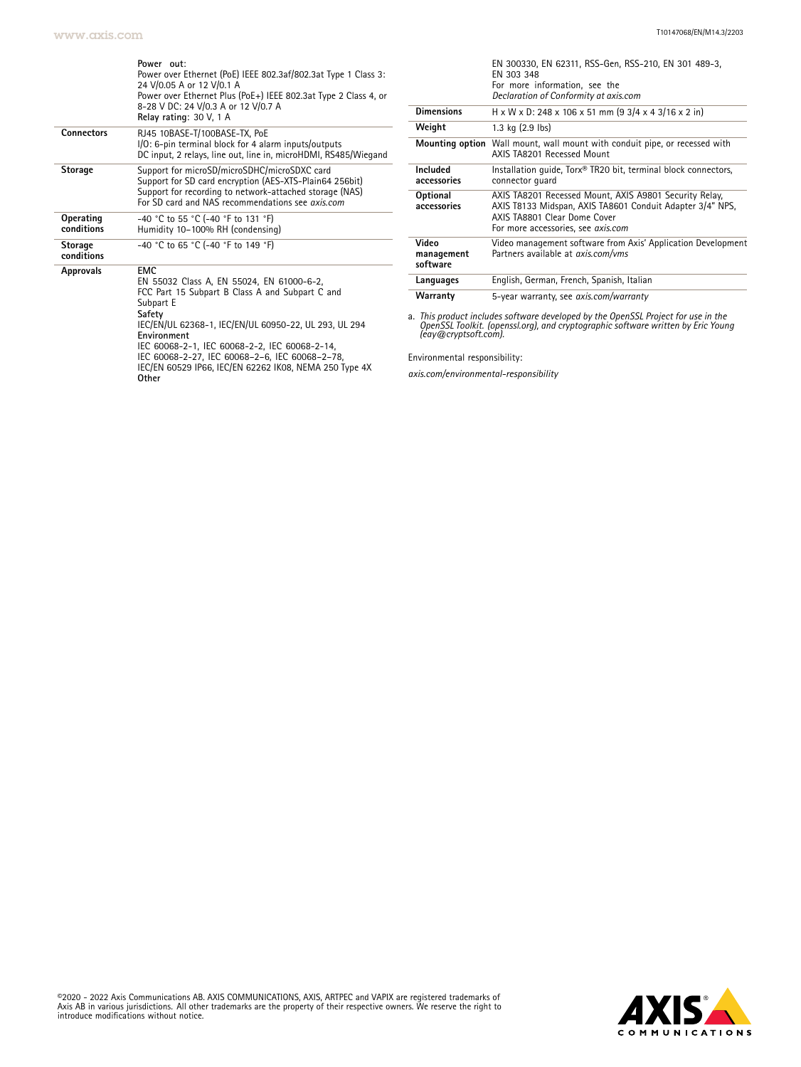| | |
|---|---|
| | **Power out:**<br>Power over Ethernet (PoE) IEEE 802.3af/802.3at Type 1 Class 3: 24 V/0.05 A or 12 V/0.1 A<br>Power over Ethernet Plus (PoE+) IEEE 802.3at Type 2 Class 4, or 8-28 V DC: 24 V/0.3 A or 12 V/0.7 A<br>**Relay rating**: 30 V, 1 A |
| **Connectors** | RJ45 10BASE-T/100BASE-TX, PoE<br>I/O: 6-pin terminal block for 4 alarm inputs/outputs<br>DC input, 2 relays, line out, line in, microHDMI, RS485/Wiegand |
| **Storage** | Support for microSD/microSDHC/microSDXC card<br>Support for SD card encryption (AES-XTS-Plain64 256bit)<br>Support for recording to network-attached storage (NAS)<br>For SD card and NAS recommendations see *axis.com* |
| **Operating conditions** | -40 °C to 55 °C (-40 °F to 131 °F)<br>Humidity 10–100% RH (condensing) |
| **Storage conditions** | -40 °C to 65 °C (-40 °F to 149 °F) |
| **Approvals** | **EMC**<br>EN 55032 Class A, EN 55024, EN 61000-6-2, FCC Part 15 Subpart B Class A and Subpart C and Subpart E<br>**Safety**<br>IEC/EN/UL 62368-1, IEC/EN/UL 60950-22, UL 293, UL 294<br>**Environment**<br>IEC 60068-2-1, IEC 60068-2-2, IEC 60068-2-14, IEC 60068-2-27, IEC 60068-2-6, IEC 60068-2-78, IEC/EN 60529 IP66, IEC/EN 62262 IK08, NEMA 250 Type 4X<br>**Other**<br>EN 300330, EN 62311, RSS-Gen, RSS-210, EN 301 489-3, EN 303 348<br>For more information, see the *Declaration of Conformity at axis.com* |
| **Dimensions** | H x W x D: 248 x 106 x 51 mm (9 3/4 x 4 3/16 x 2 in) |
| **Weight** | 1.3 kg (2.9 lbs) |
| **Mounting option** | Wall mount, wall mount with conduit pipe, or recessed with AXIS TA8201 Recessed Mount |
| **Included accessories** | Installation guide, Torx® TR20 bit, terminal block connectors, connector guard |
| **Optional accessories** | AXIS TA8201 Recessed Mount, AXIS A9801 Security Relay, AXIS T8133 Midspan, AXIS TA8601 Conduit Adapter 3/4" NPS, AXIS TA8801 Clear Dome Cover<br>For more accessories, see *axis.com* |
| **Video management software** | Video management software from Axis' Application Development Partners available at *axis.com/vms* |
| **Languages** | English, German, French, Spanish, Italian |
| **Warranty** | 5-year warranty, see *axis.com/warranty* |

a. *This product includes software developed by the OpenSSL Project for use in the OpenSSL Toolkit. (openssl.org), and cryptographic software written by Eric Young (eay@cryptsoft.com).*

Environmental responsibility:

*axis.com/environmental-responsibility*

©2020 - 2022 Axis Communications AB. AXIS COMMUNICATIONS, AXIS, ARTPEC and VAPIX are registered trademarks of Axis AB in various jurisdictions. All other trademarks are the property of their respective owners. We reserve the right to introduce modifications without notice.